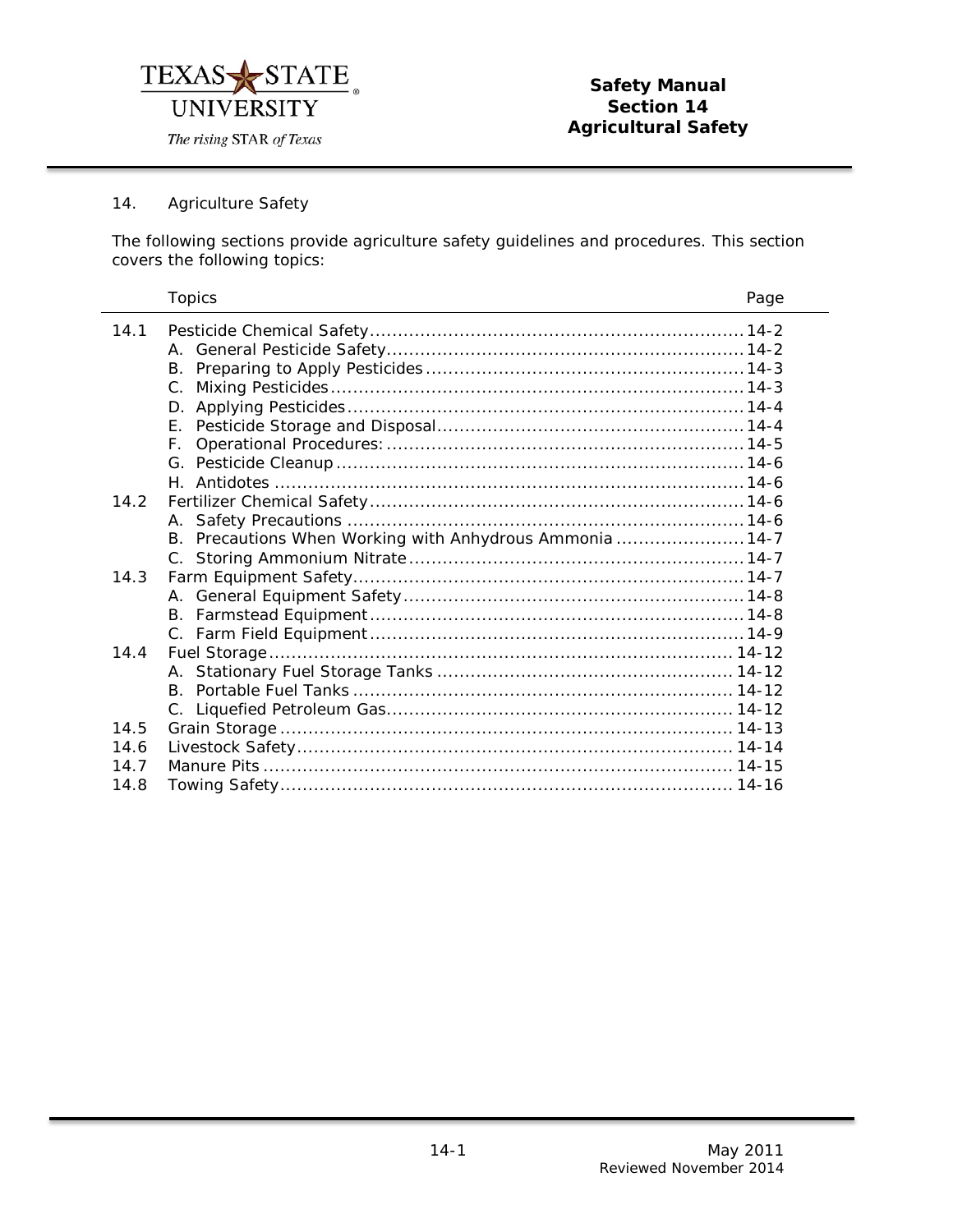# Safety Manual
## Section 14
## Agricultural Safety

## 14. Agriculture Safety

The following sections provide agriculture safety guidelines and procedures. This section covers the following topics:

| | Topics | Page |
|---|---|---|
| 14.1 | Pesticide Chemical Safety | 14-2 |
| | A. General Pesticide Safety | 14-2 |
| | B. Preparing to Apply Pesticides | 14-3 |
| | C. Mixing Pesticides | 14-3 |
| | D. Applying Pesticides | 14-4 |
| | E. Pesticide Storage and Disposal | 14-4 |
| | F. Operational Procedures: | 14-5 |
| | G. Pesticide Cleanup | 14-6 |
| | H. Antidotes | 14-6 |
| 14.2 | Fertilizer Chemical Safety | 14-6 |
| | A. Safety Precautions | 14-6 |
| | B. Precautions When Working with Anhydrous Ammonia | 14-7 |
| | C. Storing Ammonium Nitrate | 14-7 |
| 14.3 | Farm Equipment Safety | 14-7 |
| | A. General Equipment Safety | 14-8 |
| | B. Farmstead Equipment | 14-8 |
| | C. Farm Field Equipment | 14-9 |
| 14.4 | Fuel Storage | 14-12 |
| | A. Stationary Fuel Storage Tanks | 14-12 |
| | B. Portable Fuel Tanks | 14-12 |
| | C. Liquefied Petroleum Gas | 14-12 |
| 14.5 | Grain Storage | 14-13 |
| 14.6 | Livestock Safety | 14-14 |
| 14.7 | Manure Pits | 14-15 |
| 14.8 | Towing Safety | 14-16 |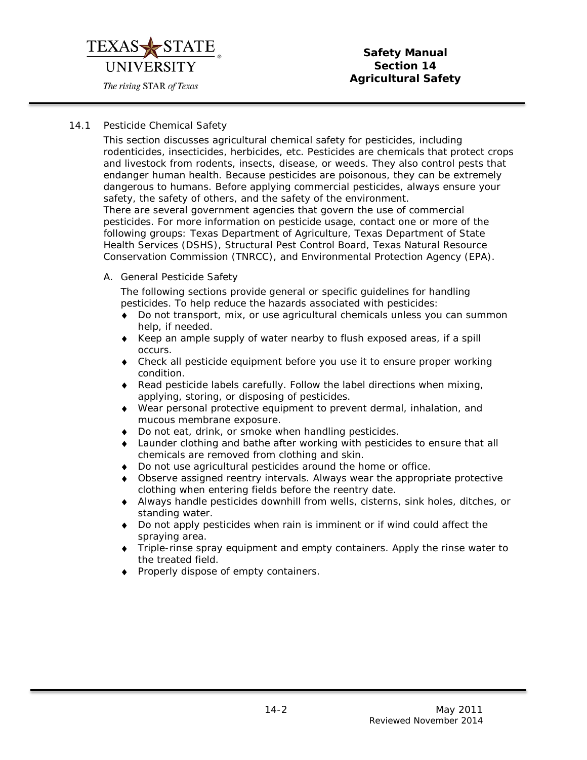## 14.1 Pesticide Chemical Safety

This section discusses agricultural chemical safety for pesticides, including rodenticides, insecticides, herbicides, etc. Pesticides are chemicals that protect crops and livestock from rodents, insects, disease, or weeds. They also control pests that endanger human health. Because pesticides are poisonous, they can be extremely dangerous to humans. Before applying commercial pesticides, always ensure your safety, the safety of others, and the safety of the environment.

There are several government agencies that govern the use of commercial pesticides. For more information on pesticide usage, contact one or more of the following groups: Texas Department of Agriculture, Texas Department of State Health Services (DSHS), Structural Pest Control Board, Texas Natural Resource Conservation Commission (TNRCC), and Environmental Protection Agency (EPA).

### A. General Pesticide Safety

The following sections provide general or specific guidelines for handling pesticides. To help reduce the hazards associated with pesticides:

- Do not transport, mix, or use agricultural chemicals unless you can summon help, if needed.
- Keep an ample supply of water nearby to flush exposed areas, if a spill occurs.
- Check all pesticide equipment before you use it to ensure proper working condition.
- Read pesticide labels carefully. Follow the label directions when mixing, applying, storing, or disposing of pesticides.
- Wear personal protective equipment to prevent dermal, inhalation, and mucous membrane exposure.
- Do not eat, drink, or smoke when handling pesticides.
- Launder clothing and bathe after working with pesticides to ensure that all chemicals are removed from clothing and skin.
- Do not use agricultural pesticides around the home or office.
- Observe assigned reentry intervals. Always wear the appropriate protective clothing when entering fields before the reentry date.
- Always handle pesticides downhill from wells, cisterns, sink holes, ditches, or standing water.
- Do not apply pesticides when rain is imminent or if wind could affect the spraying area.
- Triple-rinse spray equipment and empty containers. Apply the rinse water to the treated field.
- Properly dispose of empty containers.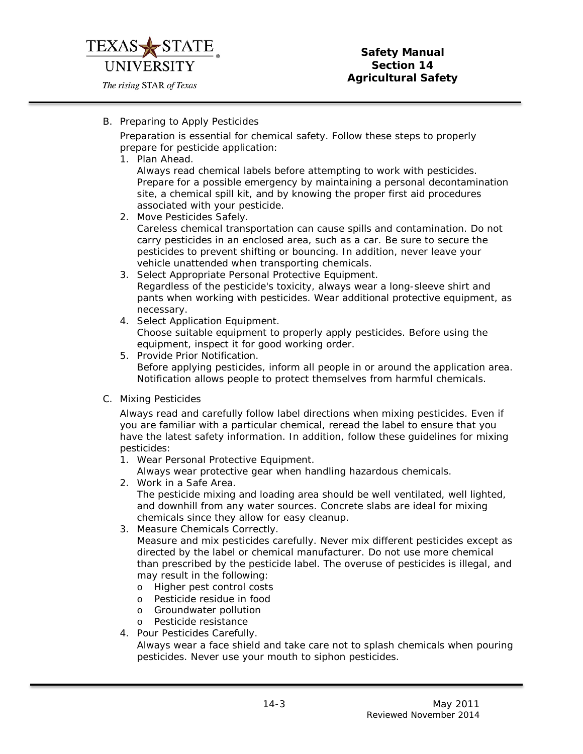B. Preparing to Apply Pesticides

   Preparation is essential for chemical safety. Follow these steps to properly prepare for pesticide application:

   1. Plan Ahead.
      Always read chemical labels before attempting to work with pesticides. Prepare for a possible emergency by maintaining a personal decontamination site, a chemical spill kit, and by knowing the proper first aid procedures associated with your pesticide.
   2. Move Pesticides Safely.
      Careless chemical transportation can cause spills and contamination. Do not carry pesticides in an enclosed area, such as a car. Be sure to secure the pesticides to prevent shifting or bouncing. In addition, never leave your vehicle unattended when transporting chemicals.
   3. Select Appropriate Personal Protective Equipment.
      Regardless of the pesticide's toxicity, always wear a long-sleeve shirt and pants when working with pesticides. Wear additional protective equipment, as necessary.
   4. Select Application Equipment.
      Choose suitable equipment to properly apply pesticides. Before using the equipment, inspect it for good working order.
   5. Provide Prior Notification.
      Before applying pesticides, inform all people in or around the application area. Notification allows people to protect themselves from harmful chemicals.

C. Mixing Pesticides

   Always read and carefully follow label directions when mixing pesticides. Even if you are familiar with a particular chemical, reread the label to ensure that you have the latest safety information. In addition, follow these guidelines for mixing pesticides:

   1. Wear Personal Protective Equipment.
      Always wear protective gear when handling hazardous chemicals.
   2. Work in a Safe Area.
      The pesticide mixing and loading area should be well ventilated, well lighted, and downhill from any water sources. Concrete slabs are ideal for mixing chemicals since they allow for easy cleanup.
   3. Measure Chemicals Correctly.
      Measure and mix pesticides carefully. Never mix different pesticides except as directed by the label or chemical manufacturer. Do not use more chemical than prescribed by the pesticide label. The overuse of pesticides is illegal, and may result in the following:
      - Higher pest control costs
      - Pesticide residue in food
      - Groundwater pollution
      - Pesticide resistance
   4. Pour Pesticides Carefully.
      Always wear a face shield and take care not to splash chemicals when pouring pesticides. Never use your mouth to siphon pesticides.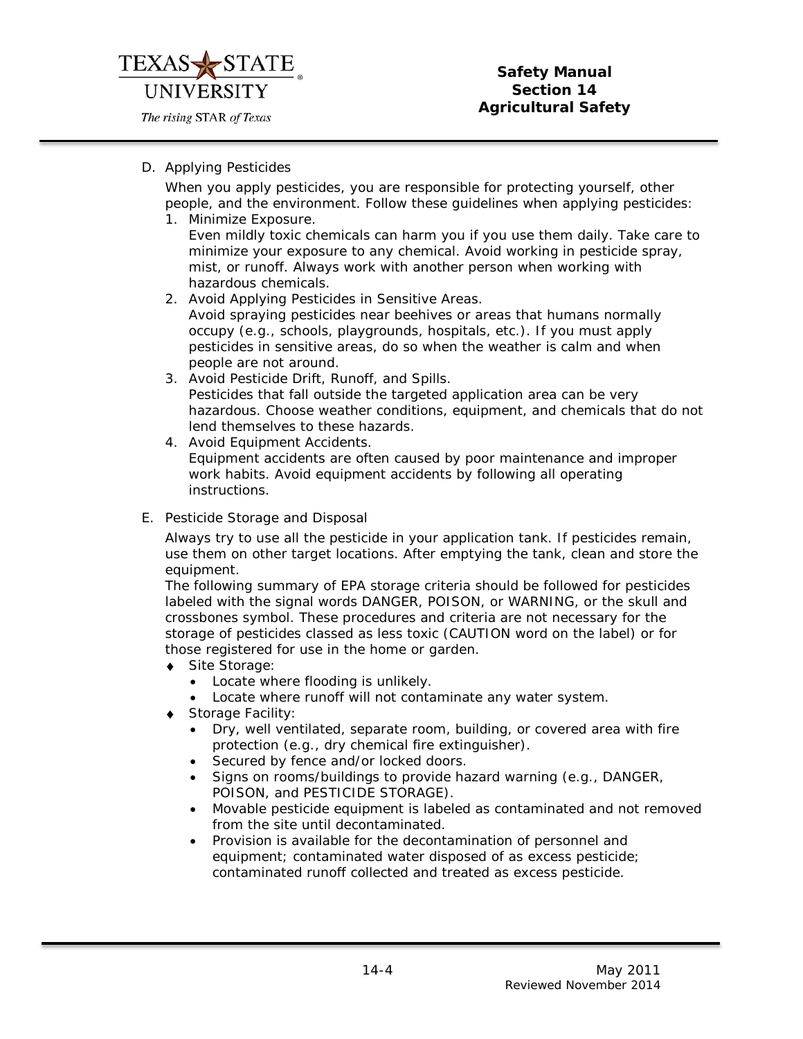## D. Applying Pesticides

When you apply pesticides, you are responsible for protecting yourself, other people, and the environment. Follow these guidelines when applying pesticides:

1. Minimize Exposure.
   Even mildly toxic chemicals can harm you if you use them daily. Take care to minimize your exposure to any chemical. Avoid working in pesticide spray, mist, or runoff. Always work with another person when working with hazardous chemicals.
2. Avoid Applying Pesticides in Sensitive Areas.
   Avoid spraying pesticides near beehives or areas that humans normally occupy (e.g., schools, playgrounds, hospitals, etc.). If you must apply pesticides in sensitive areas, do so when the weather is calm and when people are not around.
3. Avoid Pesticide Drift, Runoff, and Spills.
   Pesticides that fall outside the targeted application area can be very hazardous. Choose weather conditions, equipment, and chemicals that do not lend themselves to these hazards.
4. Avoid Equipment Accidents.
   Equipment accidents are often caused by poor maintenance and improper work habits. Avoid equipment accidents by following all operating instructions.

## E. Pesticide Storage and Disposal

Always try to use all the pesticide in your application tank. If pesticides remain, use them on other target locations. After emptying the tank, clean and store the equipment.

The following summary of EPA storage criteria should be followed for pesticides labeled with the signal words DANGER, POISON, or WARNING, or the skull and crossbones symbol. These procedures and criteria are not necessary for the storage of pesticides classed as less toxic (CAUTION word on the label) or for those registered for use in the home or garden.

- Site Storage:
  - Locate where flooding is unlikely.
  - Locate where runoff will not contaminate any water system.
- Storage Facility:
  - Dry, well ventilated, separate room, building, or covered area with fire protection (e.g., dry chemical fire extinguisher).
  - Secured by fence and/or locked doors.
  - Signs on rooms/buildings to provide hazard warning (e.g., DANGER, POISON, and PESTICIDE STORAGE).
  - Movable pesticide equipment is labeled as contaminated and not removed from the site until decontaminated.
  - Provision is available for the decontamination of personnel and equipment; contaminated water disposed of as excess pesticide; contaminated runoff collected and treated as excess pesticide.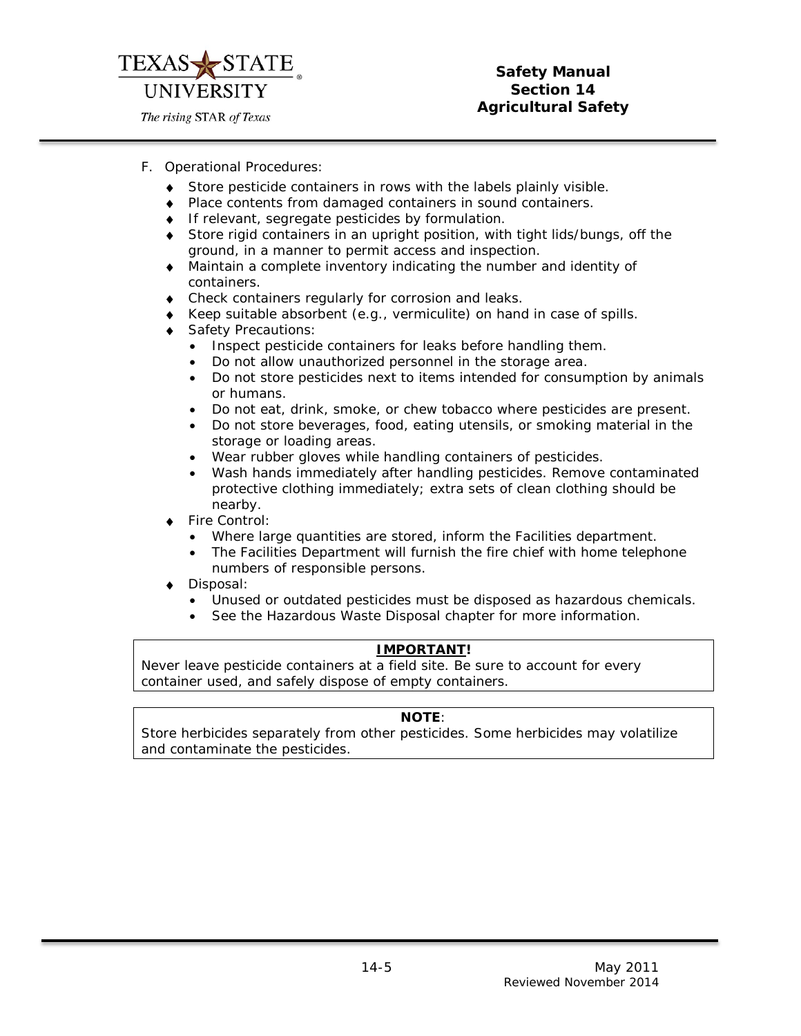F. Operational Procedures:

- Store pesticide containers in rows with the labels plainly visible.
- Place contents from damaged containers in sound containers.
- If relevant, segregate pesticides by formulation.
- Store rigid containers in an upright position, with tight lids/bungs, off the ground, in a manner to permit access and inspection.
- Maintain a complete inventory indicating the number and identity of containers.
- Check containers regularly for corrosion and leaks.
- Keep suitable absorbent (e.g., vermiculite) on hand in case of spills.
- Safety Precautions:
  - Inspect pesticide containers for leaks before handling them.
  - Do not allow unauthorized personnel in the storage area.
  - Do not store pesticides next to items intended for consumption by animals or humans.
  - Do not eat, drink, smoke, or chew tobacco where pesticides are present.
  - Do not store beverages, food, eating utensils, or smoking material in the storage or loading areas.
  - Wear rubber gloves while handling containers of pesticides.
  - Wash hands immediately after handling pesticides. Remove contaminated protective clothing immediately; extra sets of clean clothing should be nearby.
- Fire Control:
  - Where large quantities are stored, inform the Facilities department.
  - The Facilities Department will furnish the fire chief with home telephone numbers of responsible persons.
- Disposal:
  - Unused or outdated pesticides must be disposed as hazardous chemicals.
  - See the Hazardous Waste Disposal chapter for more information.

> **IMPORTANT!**
>
> Never leave pesticide containers at a field site. Be sure to account for every container used, and safely dispose of empty containers.

> **NOTE**:
>
> Store herbicides separately from other pesticides. Some herbicides may volatilize and contaminate the pesticides.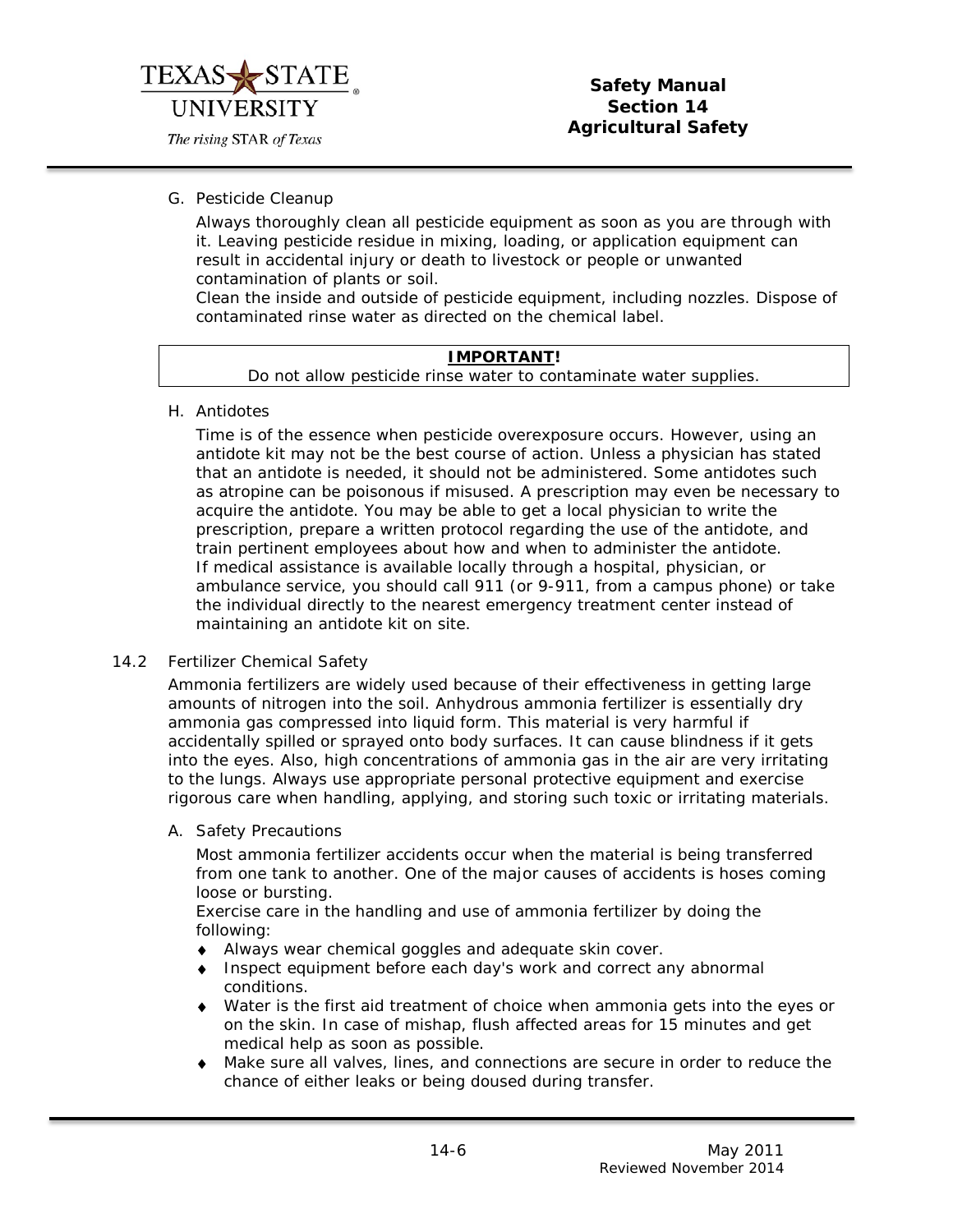### G. Pesticide Cleanup

Always thoroughly clean all pesticide equipment as soon as you are through with it. Leaving pesticide residue in mixing, loading, or application equipment can result in accidental injury or death to livestock or people or unwanted contamination of plants or soil.

Clean the inside and outside of pesticide equipment, including nozzles. Dispose of contaminated rinse water as directed on the chemical label.

> **IMPORTANT!**
> Do not allow pesticide rinse water to contaminate water supplies.

### H. Antidotes

Time is of the essence when pesticide overexposure occurs. However, using an antidote kit may not be the best course of action. Unless a physician has stated that an antidote is needed, it should not be administered. Some antidotes such as atropine can be poisonous if misused. A prescription may even be necessary to acquire the antidote. You may be able to get a local physician to write the prescription, prepare a written protocol regarding the use of the antidote, and train pertinent employees about how and when to administer the antidote.

If medical assistance is available locally through a hospital, physician, or ambulance service, you should call 911 (or 9-911, from a campus phone) or take the individual directly to the nearest emergency treatment center instead of maintaining an antidote kit on site.

## 14.2 Fertilizer Chemical Safety

Ammonia fertilizers are widely used because of their effectiveness in getting large amounts of nitrogen into the soil. Anhydrous ammonia fertilizer is essentially dry ammonia gas compressed into liquid form. This material is very harmful if accidentally spilled or sprayed onto body surfaces. It can cause blindness if it gets into the eyes. Also, high concentrations of ammonia gas in the air are very irritating to the lungs. Always use appropriate personal protective equipment and exercise rigorous care when handling, applying, and storing such toxic or irritating materials.

### A. Safety Precautions

Most ammonia fertilizer accidents occur when the material is being transferred from one tank to another. One of the major causes of accidents is hoses coming loose or bursting.

Exercise care in the handling and use of ammonia fertilizer by doing the following:

- Always wear chemical goggles and adequate skin cover.
- Inspect equipment before each day's work and correct any abnormal conditions.
- Water is the first aid treatment of choice when ammonia gets into the eyes or on the skin. In case of mishap, flush affected areas for 15 minutes and get medical help as soon as possible.
- Make sure all valves, lines, and connections are secure in order to reduce the chance of either leaks or being doused during transfer.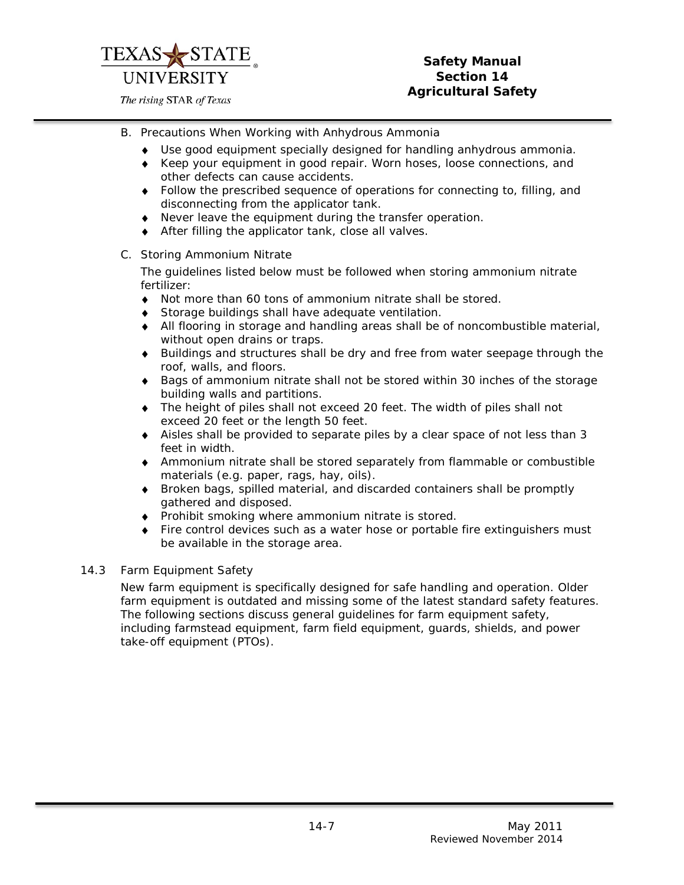B. Precautions When Working with Anhydrous Ammonia

- Use good equipment specially designed for handling anhydrous ammonia.
- Keep your equipment in good repair. Worn hoses, loose connections, and other defects can cause accidents.
- Follow the prescribed sequence of operations for connecting to, filling, and disconnecting from the applicator tank.
- Never leave the equipment during the transfer operation.
- After filling the applicator tank, close all valves.

C. Storing Ammonium Nitrate

The guidelines listed below must be followed when storing ammonium nitrate fertilizer:

- Not more than 60 tons of ammonium nitrate shall be stored.
- Storage buildings shall have adequate ventilation.
- All flooring in storage and handling areas shall be of noncombustible material, without open drains or traps.
- Buildings and structures shall be dry and free from water seepage through the roof, walls, and floors.
- Bags of ammonium nitrate shall not be stored within 30 inches of the storage building walls and partitions.
- The height of piles shall not exceed 20 feet. The width of piles shall not exceed 20 feet or the length 50 feet.
- Aisles shall be provided to separate piles by a clear space of not less than 3 feet in width.
- Ammonium nitrate shall be stored separately from flammable or combustible materials (e.g. paper, rags, hay, oils).
- Broken bags, spilled material, and discarded containers shall be promptly gathered and disposed.
- Prohibit smoking where ammonium nitrate is stored.
- Fire control devices such as a water hose or portable fire extinguishers must be available in the storage area.

## 14.3 Farm Equipment Safety

New farm equipment is specifically designed for safe handling and operation. Older farm equipment is outdated and missing some of the latest standard safety features. The following sections discuss general guidelines for farm equipment safety, including farmstead equipment, farm field equipment, guards, shields, and power take-off equipment (PTOs).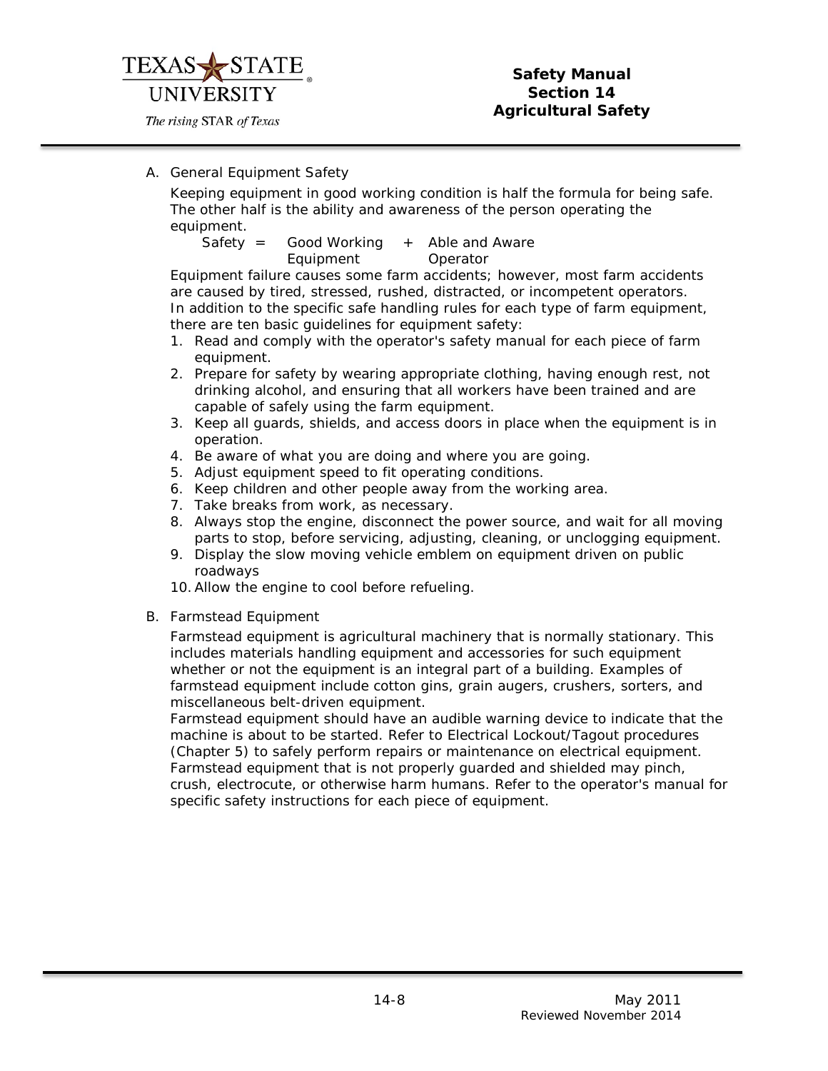A. General Equipment Safety

Keeping equipment in good working condition is half the formula for being safe. The other half is the ability and awareness of the person operating the equipment.

Safety = Good Working Equipment + Able and Aware Operator

Equipment failure causes some farm accidents; however, most farm accidents are caused by tired, stressed, rushed, distracted, or incompetent operators. In addition to the specific safe handling rules for each type of farm equipment, there are ten basic guidelines for equipment safety:

1. Read and comply with the operator's safety manual for each piece of farm equipment.
2. Prepare for safety by wearing appropriate clothing, having enough rest, not drinking alcohol, and ensuring that all workers have been trained and are capable of safely using the farm equipment.
3. Keep all guards, shields, and access doors in place when the equipment is in operation.
4. Be aware of what you are doing and where you are going.
5. Adjust equipment speed to fit operating conditions.
6. Keep children and other people away from the working area.
7. Take breaks from work, as necessary.
8. Always stop the engine, disconnect the power source, and wait for all moving parts to stop, before servicing, adjusting, cleaning, or unclogging equipment.
9. Display the slow moving vehicle emblem on equipment driven on public roadways
10. Allow the engine to cool before refueling.

B. Farmstead Equipment

Farmstead equipment is agricultural machinery that is normally stationary. This includes materials handling equipment and accessories for such equipment whether or not the equipment is an integral part of a building. Examples of farmstead equipment include cotton gins, grain augers, crushers, sorters, and miscellaneous belt-driven equipment.

Farmstead equipment should have an audible warning device to indicate that the machine is about to be started. Refer to Electrical Lockout/Tagout procedures (Chapter 5) to safely perform repairs or maintenance on electrical equipment. Farmstead equipment that is not properly guarded and shielded may pinch, crush, electrocute, or otherwise harm humans. Refer to the operator's manual for specific safety instructions for each piece of equipment.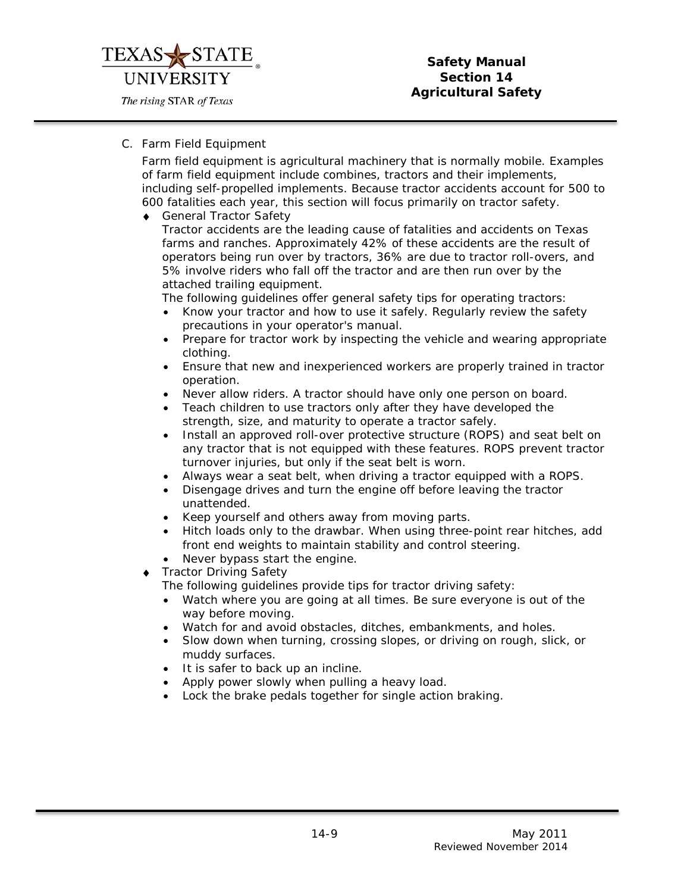## C. Farm Field Equipment

Farm field equipment is agricultural machinery that is normally mobile. Examples of farm field equipment include combines, tractors and their implements, including self-propelled implements. Because tractor accidents account for 500 to 600 fatalities each year, this section will focus primarily on tractor safety.

- ♦ General Tractor Safety

  Tractor accidents are the leading cause of fatalities and accidents on Texas farms and ranches. Approximately 42% of these accidents are the result of operators being run over by tractors, 36% are due to tractor roll-overs, and 5% involve riders who fall off the tractor and are then run over by the attached trailing equipment.

  The following guidelines offer general safety tips for operating tractors:

  - Know your tractor and how to use it safely. Regularly review the safety precautions in your operator's manual.
  - Prepare for tractor work by inspecting the vehicle and wearing appropriate clothing.
  - Ensure that new and inexperienced workers are properly trained in tractor operation.
  - Never allow riders. A tractor should have only one person on board.
  - Teach children to use tractors only after they have developed the strength, size, and maturity to operate a tractor safely.
  - Install an approved roll-over protective structure (ROPS) and seat belt on any tractor that is not equipped with these features. ROPS prevent tractor turnover injuries, but only if the seat belt is worn.
  - Always wear a seat belt, when driving a tractor equipped with a ROPS.
  - Disengage drives and turn the engine off before leaving the tractor unattended.
  - Keep yourself and others away from moving parts.
  - Hitch loads only to the drawbar. When using three-point rear hitches, add front end weights to maintain stability and control steering.
  - Never bypass start the engine.

- ♦ Tractor Driving Safety

  The following guidelines provide tips for tractor driving safety:

  - Watch where you are going at all times. Be sure everyone is out of the way before moving.
  - Watch for and avoid obstacles, ditches, embankments, and holes.
  - Slow down when turning, crossing slopes, or driving on rough, slick, or muddy surfaces.
  - It is safer to back up an incline.
  - Apply power slowly when pulling a heavy load.
  - Lock the brake pedals together for single action braking.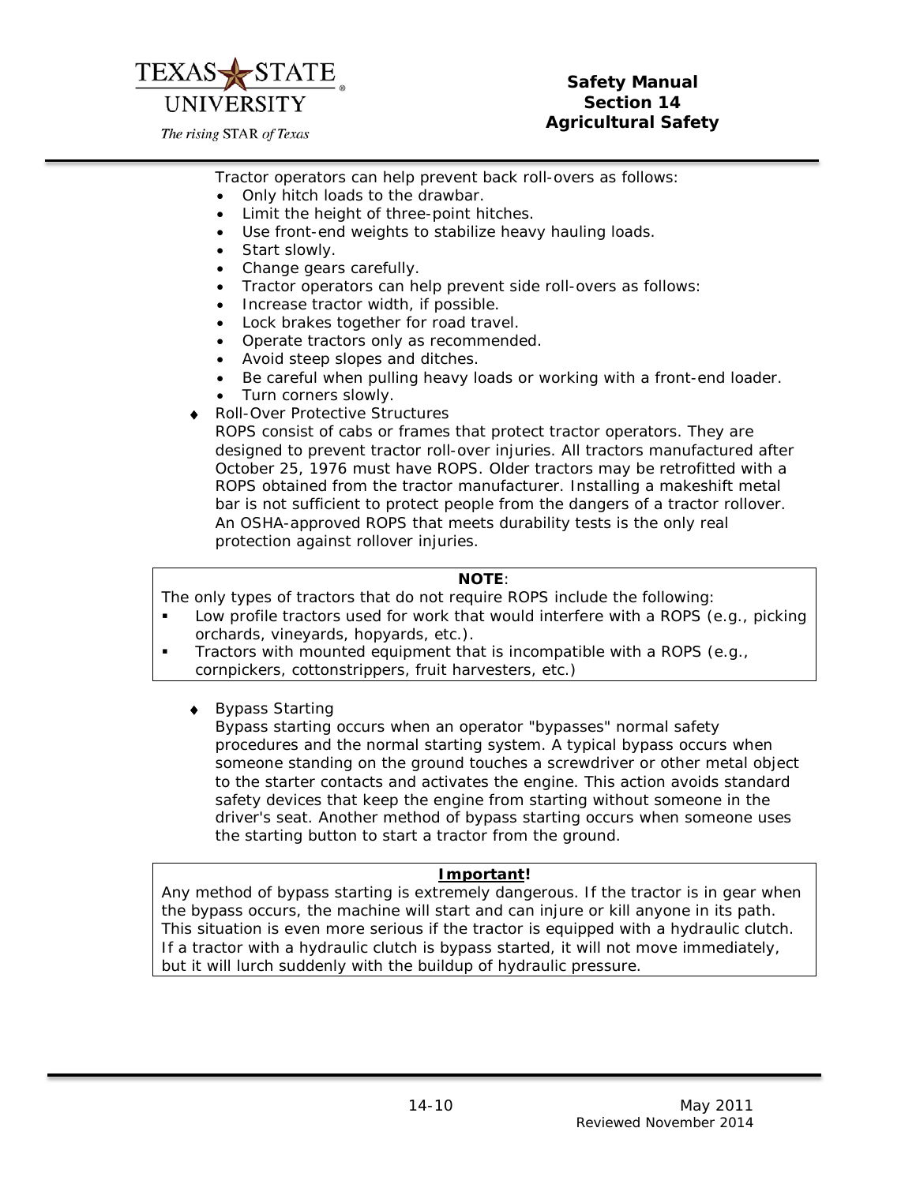Tractor operators can help prevent back roll-overs as follows:

- Only hitch loads to the drawbar.
- Limit the height of three-point hitches.
- Use front-end weights to stabilize heavy hauling loads.
- Start slowly.
- Change gears carefully.
- Tractor operators can help prevent side roll-overs as follows:
- Increase tractor width, if possible.
- Lock brakes together for road travel.
- Operate tractors only as recommended.
- Avoid steep slopes and ditches.
- Be careful when pulling heavy loads or working with a front-end loader.
- Turn corners slowly.

♦ Roll-Over Protective Structures

ROPS consist of cabs or frames that protect tractor operators. They are designed to prevent tractor roll-over injuries. All tractors manufactured after October 25, 1976 must have ROPS. Older tractors may be retrofitted with a ROPS obtained from the tractor manufacturer. Installing a makeshift metal bar is not sufficient to protect people from the dangers of a tractor rollover. An OSHA-approved ROPS that meets durability tests is the only real protection against rollover injuries.

> **NOTE**:
>
> The only types of tractors that do not require ROPS include the following:
>
> - Low profile tractors used for work that would interfere with a ROPS (e.g., picking orchards, vineyards, hopyards, etc.).
> - Tractors with mounted equipment that is incompatible with a ROPS (e.g., cornpickers, cottonstrippers, fruit harvesters, etc.)

♦ Bypass Starting

Bypass starting occurs when an operator "bypasses" normal safety procedures and the normal starting system. A typical bypass occurs when someone standing on the ground touches a screwdriver or other metal object to the starter contacts and activates the engine. This action avoids standard safety devices that keep the engine from starting without someone in the driver's seat. Another method of bypass starting occurs when someone uses the starting button to start a tractor from the ground.

> **Important!**
>
> Any method of bypass starting is extremely dangerous. If the tractor is in gear when the bypass occurs, the machine will start and can injure or kill anyone in its path. This situation is even more serious if the tractor is equipped with a hydraulic clutch. If a tractor with a hydraulic clutch is bypass started, it will not move immediately, but it will lurch suddenly with the buildup of hydraulic pressure.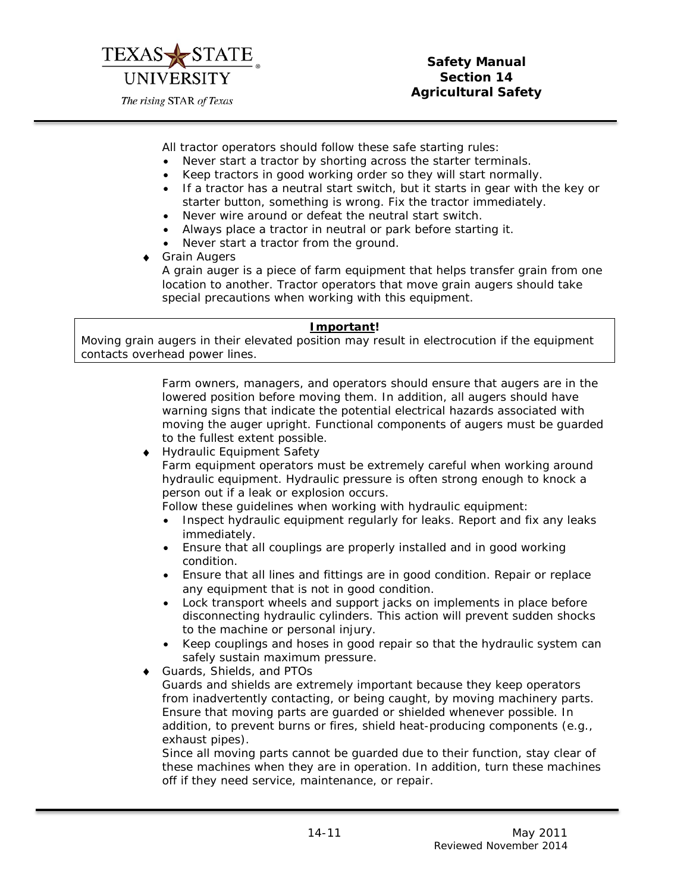All tractor operators should follow these safe starting rules:

- Never start a tractor by shorting across the starter terminals.
- Keep tractors in good working order so they will start normally.
- If a tractor has a neutral start switch, but it starts in gear with the key or starter button, something is wrong. Fix the tractor immediately.
- Never wire around or defeat the neutral start switch.
- Always place a tractor in neutral or park before starting it.
- Never start a tractor from the ground.

♦ Grain Augers

A grain auger is a piece of farm equipment that helps transfer grain from one location to another. Tractor operators that move grain augers should take special precautions when working with this equipment.

> **Important!**
>
> Moving grain augers in their elevated position may result in electrocution if the equipment contacts overhead power lines.

Farm owners, managers, and operators should ensure that augers are in the lowered position before moving them. In addition, all augers should have warning signs that indicate the potential electrical hazards associated with moving the auger upright. Functional components of augers must be guarded to the fullest extent possible.

♦ Hydraulic Equipment Safety

Farm equipment operators must be extremely careful when working around hydraulic equipment. Hydraulic pressure is often strong enough to knock a person out if a leak or explosion occurs.

Follow these guidelines when working with hydraulic equipment:

- Inspect hydraulic equipment regularly for leaks. Report and fix any leaks immediately.
- Ensure that all couplings are properly installed and in good working condition.
- Ensure that all lines and fittings are in good condition. Repair or replace any equipment that is not in good condition.
- Lock transport wheels and support jacks on implements in place before disconnecting hydraulic cylinders. This action will prevent sudden shocks to the machine or personal injury.
- Keep couplings and hoses in good repair so that the hydraulic system can safely sustain maximum pressure.

♦ Guards, Shields, and PTOs

Guards and shields are extremely important because they keep operators from inadvertently contacting, or being caught, by moving machinery parts. Ensure that moving parts are guarded or shielded whenever possible. In addition, to prevent burns or fires, shield heat-producing components (e.g., exhaust pipes).

Since all moving parts cannot be guarded due to their function, stay clear of these machines when they are in operation. In addition, turn these machines off if they need service, maintenance, or repair.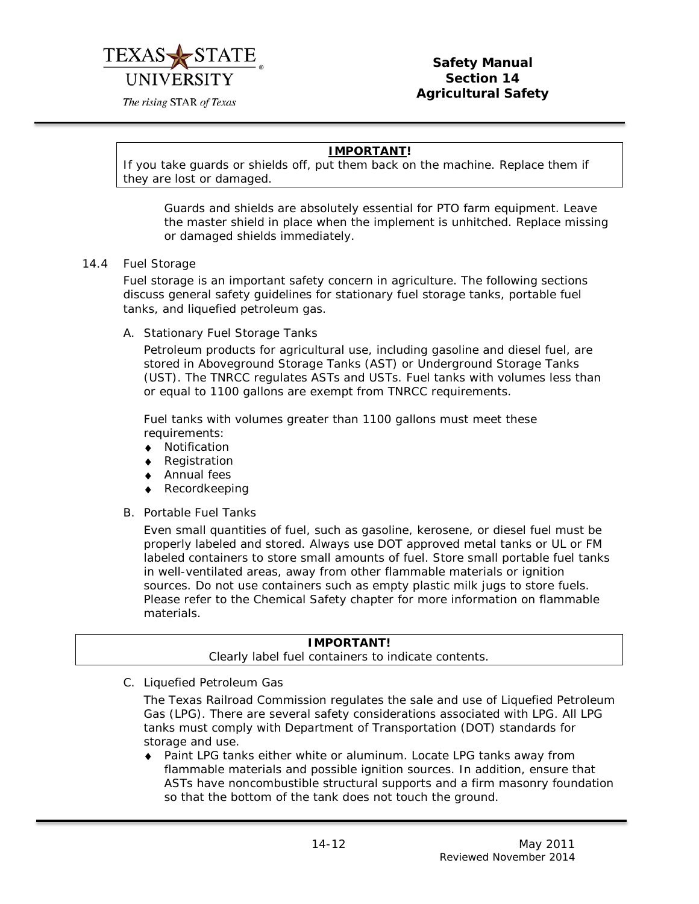> **IMPORTANT!**
> If you take guards or shields off, put them back on the machine. Replace them if they are lost or damaged.

Guards and shields are absolutely essential for PTO farm equipment. Leave the master shield in place when the implement is unhitched. Replace missing or damaged shields immediately.

## 14.4 Fuel Storage

Fuel storage is an important safety concern in agriculture. The following sections discuss general safety guidelines for stationary fuel storage tanks, portable fuel tanks, and liquefied petroleum gas.

### A. Stationary Fuel Storage Tanks

Petroleum products for agricultural use, including gasoline and diesel fuel, are stored in Aboveground Storage Tanks (AST) or Underground Storage Tanks (UST). The TNRCC regulates ASTs and USTs. Fuel tanks with volumes less than or equal to 1100 gallons are exempt from TNRCC requirements.

Fuel tanks with volumes greater than 1100 gallons must meet these requirements:

- Notification
- Registration
- Annual fees
- Recordkeeping

### B. Portable Fuel Tanks

Even small quantities of fuel, such as gasoline, kerosene, or diesel fuel must be properly labeled and stored. Always use DOT approved metal tanks or UL or FM labeled containers to store small amounts of fuel. Store small portable fuel tanks in well-ventilated areas, away from other flammable materials or ignition sources. Do not use containers such as empty plastic milk jugs to store fuels. Please refer to the Chemical Safety chapter for more information on flammable materials.

> **IMPORTANT!**
> Clearly label fuel containers to indicate contents.

### C. Liquefied Petroleum Gas

The Texas Railroad Commission regulates the sale and use of Liquefied Petroleum Gas (LPG). There are several safety considerations associated with LPG. All LPG tanks must comply with Department of Transportation (DOT) standards for storage and use.

- Paint LPG tanks either white or aluminum. Locate LPG tanks away from flammable materials and possible ignition sources. In addition, ensure that ASTs have noncombustible structural supports and a firm masonry foundation so that the bottom of the tank does not touch the ground.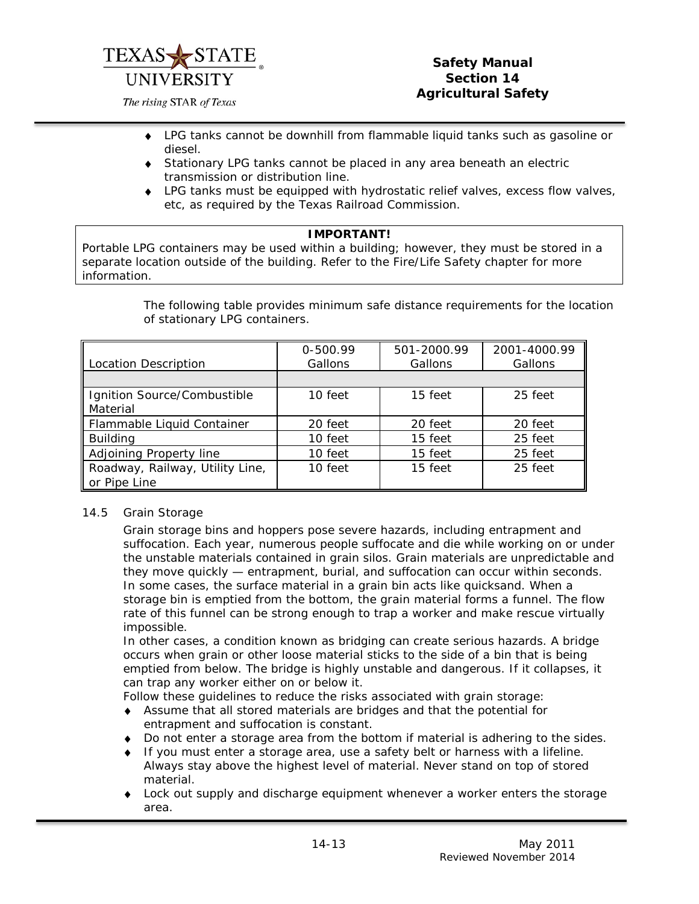- LPG tanks cannot be downhill from flammable liquid tanks such as gasoline or diesel.
- Stationary LPG tanks cannot be placed in any area beneath an electric transmission or distribution line.
- LPG tanks must be equipped with hydrostatic relief valves, excess flow valves, etc, as required by the Texas Railroad Commission.

**IMPORTANT!**
Portable LPG containers may be used within a building; however, they must be stored in a separate location outside of the building. Refer to the Fire/Life Safety chapter for more information.

The following table provides minimum safe distance requirements for the location of stationary LPG containers.

| Location Description | 0-500.99 Gallons | 501-2000.99 Gallons | 2001-4000.99 Gallons |
|---|---|---|---|
| | | | |
| Ignition Source/Combustible Material | 10 feet | 15 feet | 25 feet |
| Flammable Liquid Container | 20 feet | 20 feet | 20 feet |
| Building | 10 feet | 15 feet | 25 feet |
| Adjoining Property line | 10 feet | 15 feet | 25 feet |
| Roadway, Railway, Utility Line, or Pipe Line | 10 feet | 15 feet | 25 feet |

## 14.5 Grain Storage

Grain storage bins and hoppers pose severe hazards, including entrapment and suffocation. Each year, numerous people suffocate and die while working on or under the unstable materials contained in grain silos. Grain materials are unpredictable and they move quickly — entrapment, burial, and suffocation can occur within seconds. In some cases, the surface material in a grain bin acts like quicksand. When a storage bin is emptied from the bottom, the grain material forms a funnel. The flow rate of this funnel can be strong enough to trap a worker and make rescue virtually impossible.

In other cases, a condition known as bridging can create serious hazards. A bridge occurs when grain or other loose material sticks to the side of a bin that is being emptied from below. The bridge is highly unstable and dangerous. If it collapses, it can trap any worker either on or below it.

Follow these guidelines to reduce the risks associated with grain storage:

- Assume that all stored materials are bridges and that the potential for entrapment and suffocation is constant.
- Do not enter a storage area from the bottom if material is adhering to the sides.
- If you must enter a storage area, use a safety belt or harness with a lifeline. Always stay above the highest level of material. Never stand on top of stored material.
- Lock out supply and discharge equipment whenever a worker enters the storage area.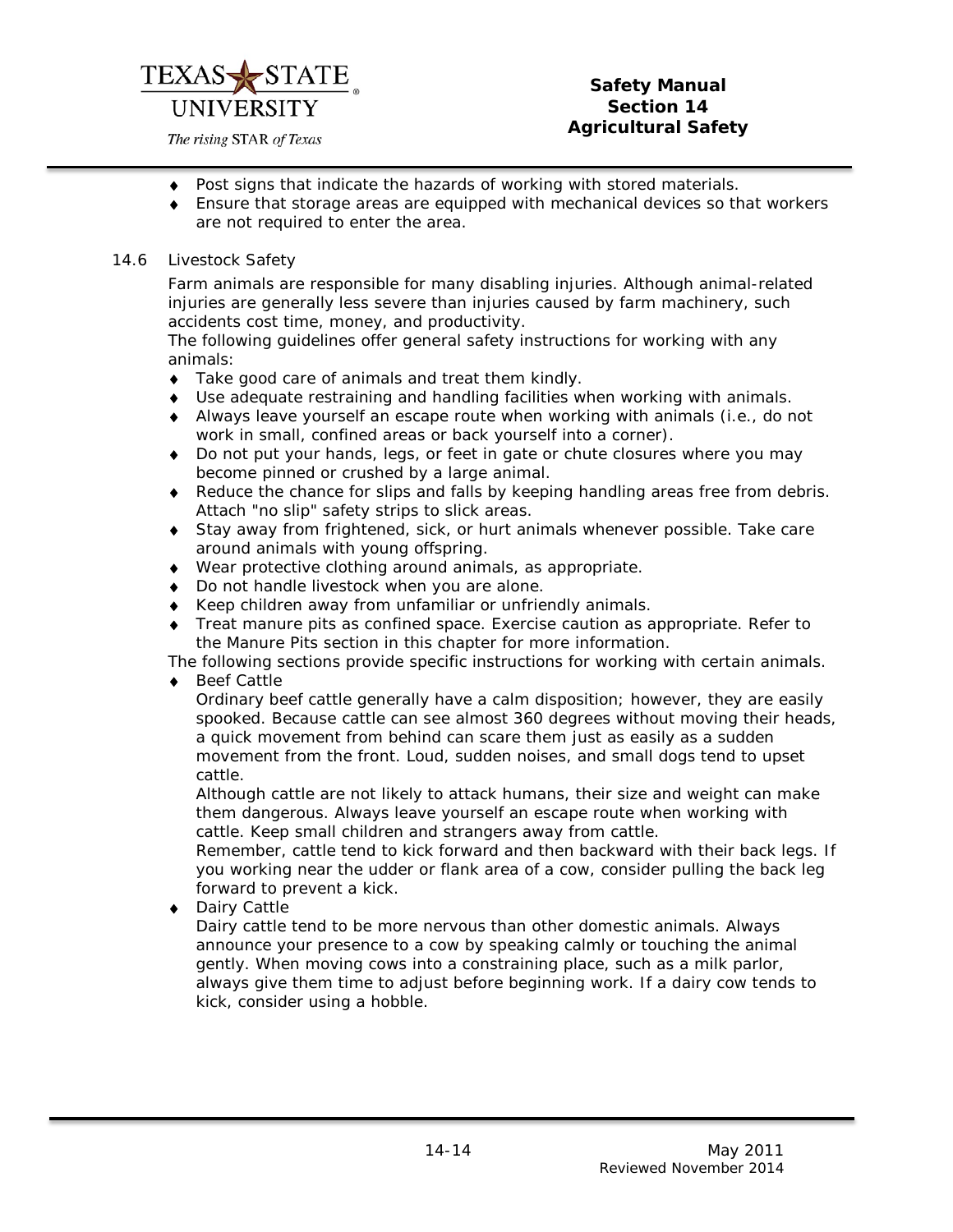- Post signs that indicate the hazards of working with stored materials.
- Ensure that storage areas are equipped with mechanical devices so that workers are not required to enter the area.

## 14.6 Livestock Safety

Farm animals are responsible for many disabling injuries. Although animal-related injuries are generally less severe than injuries caused by farm machinery, such accidents cost time, money, and productivity.

The following guidelines offer general safety instructions for working with any animals:

- Take good care of animals and treat them kindly.
- Use adequate restraining and handling facilities when working with animals.
- Always leave yourself an escape route when working with animals (i.e., do not work in small, confined areas or back yourself into a corner).
- Do not put your hands, legs, or feet in gate or chute closures where you may become pinned or crushed by a large animal.
- Reduce the chance for slips and falls by keeping handling areas free from debris. Attach "no slip" safety strips to slick areas.
- Stay away from frightened, sick, or hurt animals whenever possible. Take care around animals with young offspring.
- Wear protective clothing around animals, as appropriate.
- Do not handle livestock when you are alone.
- Keep children away from unfamiliar or unfriendly animals.
- Treat manure pits as confined space. Exercise caution as appropriate. Refer to the Manure Pits section in this chapter for more information.

The following sections provide specific instructions for working with certain animals.

- Beef Cattle

  Ordinary beef cattle generally have a calm disposition; however, they are easily spooked. Because cattle can see almost 360 degrees without moving their heads, a quick movement from behind can scare them just as easily as a sudden movement from the front. Loud, sudden noises, and small dogs tend to upset cattle.

  Although cattle are not likely to attack humans, their size and weight can make them dangerous. Always leave yourself an escape route when working with cattle. Keep small children and strangers away from cattle.

  Remember, cattle tend to kick forward and then backward with their back legs. If you working near the udder or flank area of a cow, consider pulling the back leg forward to prevent a kick.

- Dairy Cattle

  Dairy cattle tend to be more nervous than other domestic animals. Always announce your presence to a cow by speaking calmly or touching the animal gently. When moving cows into a constraining place, such as a milk parlor, always give them time to adjust before beginning work. If a dairy cow tends to kick, consider using a hobble.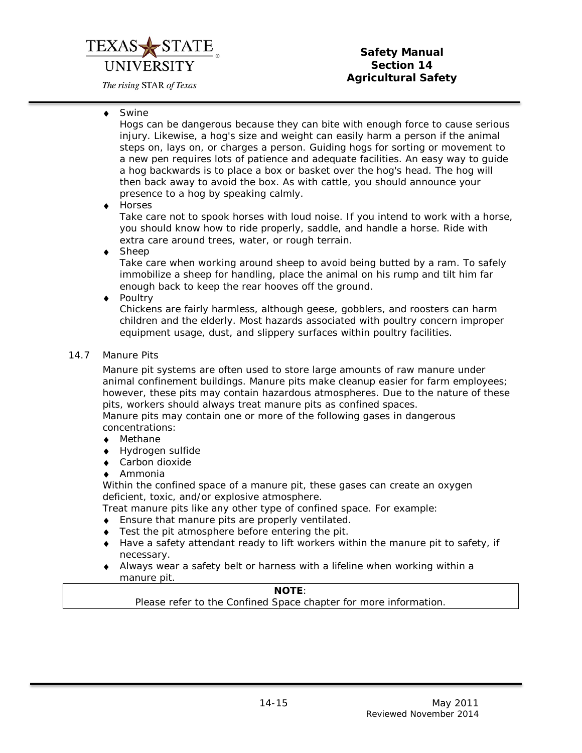- Swine

  Hogs can be dangerous because they can bite with enough force to cause serious injury. Likewise, a hog's size and weight can easily harm a person if the animal steps on, lays on, or charges a person. Guiding hogs for sorting or movement to a new pen requires lots of patience and adequate facilities. An easy way to guide a hog backwards is to place a box or basket over the hog's head. The hog will then back away to avoid the box. As with cattle, you should announce your presence to a hog by speaking calmly.
- Horses

  Take care not to spook horses with loud noise. If you intend to work with a horse, you should know how to ride properly, saddle, and handle a horse. Ride with extra care around trees, water, or rough terrain.
- Sheep

  Take care when working around sheep to avoid being butted by a ram. To safely immobilize a sheep for handling, place the animal on his rump and tilt him far enough back to keep the rear hooves off the ground.
- Poultry

  Chickens are fairly harmless, although geese, gobblers, and roosters can harm children and the elderly. Most hazards associated with poultry concern improper equipment usage, dust, and slippery surfaces within poultry facilities.

## 14.7 Manure Pits

Manure pit systems are often used to store large amounts of raw manure under animal confinement buildings. Manure pits make cleanup easier for farm employees; however, these pits may contain hazardous atmospheres. Due to the nature of these pits, workers should always treat manure pits as confined spaces.

Manure pits may contain one or more of the following gases in dangerous concentrations:

- Methane
- Hydrogen sulfide
- Carbon dioxide
- Ammonia

Within the confined space of a manure pit, these gases can create an oxygen deficient, toxic, and/or explosive atmosphere.

Treat manure pits like any other type of confined space. For example:

- Ensure that manure pits are properly ventilated.
- Test the pit atmosphere before entering the pit.
- Have a safety attendant ready to lift workers within the manure pit to safety, if necessary.
- Always wear a safety belt or harness with a lifeline when working within a manure pit.

> **NOTE**:
> Please refer to the Confined Space chapter for more information.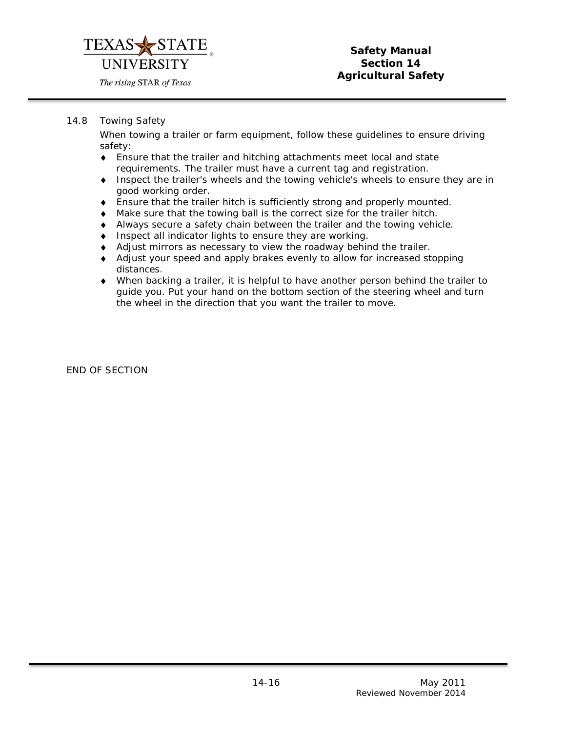## 14.8 Towing Safety

When towing a trailer or farm equipment, follow these guidelines to ensure driving safety:

- Ensure that the trailer and hitching attachments meet local and state requirements. The trailer must have a current tag and registration.
- Inspect the trailer's wheels and the towing vehicle's wheels to ensure they are in good working order.
- Ensure that the trailer hitch is sufficiently strong and properly mounted.
- Make sure that the towing ball is the correct size for the trailer hitch.
- Always secure a safety chain between the trailer and the towing vehicle.
- Inspect all indicator lights to ensure they are working.
- Adjust mirrors as necessary to view the roadway behind the trailer.
- Adjust your speed and apply brakes evenly to allow for increased stopping distances.
- When backing a trailer, it is helpful to have another person behind the trailer to guide you. Put your hand on the bottom section of the steering wheel and turn the wheel in the direction that you want the trailer to move.

END OF SECTION